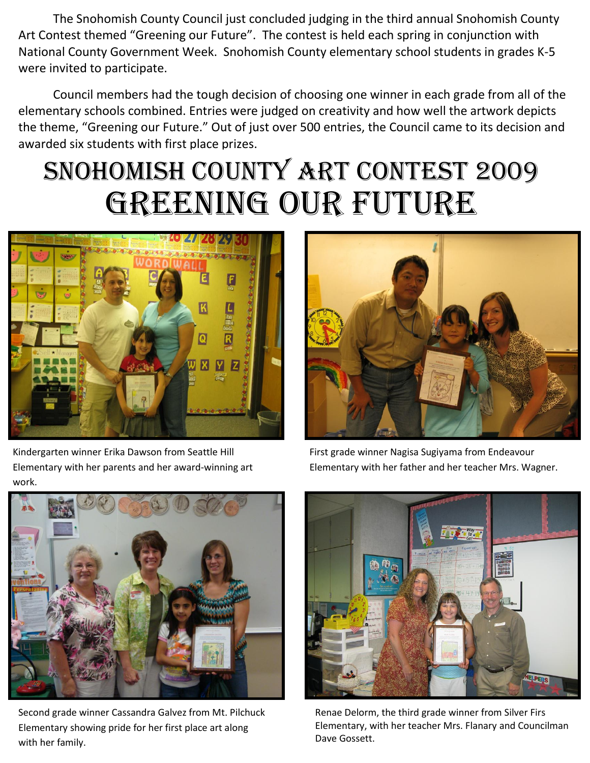The Snohomish County Council just concluded judging in the third annual Snohomish County Art Contest themed "Greening our Future". The contest is held each spring in conjunction with National County Government Week. Snohomish County elementary school students in grades K-5 were invited to participate.

Council members had the tough decision of choosing one winner in each grade from all of the elementary schools combined. Entries were judged on creativity and how well the artwork depicts the theme, "Greening our Future." Out of just over 500 entries, the Council came to its decision and awarded six students with first place prizes.

# Snohomish County Art Contest 2009
# Greening Our Future

Kindergarten winner Erika Dawson from Seattle Hill Elementary with her parents and her award-winning art work.

First grade winner Nagisa Sugiyama from Endeavour Elementary with her father and her teacher Mrs. Wagner.

Second grade winner Cassandra Galvez from Mt. Pilchuck Elementary showing pride for her first place art along with her family.

Renae Delorm, the third grade winner from Silver Firs Elementary, with her teacher Mrs. Flanary and Councilman Dave Gossett.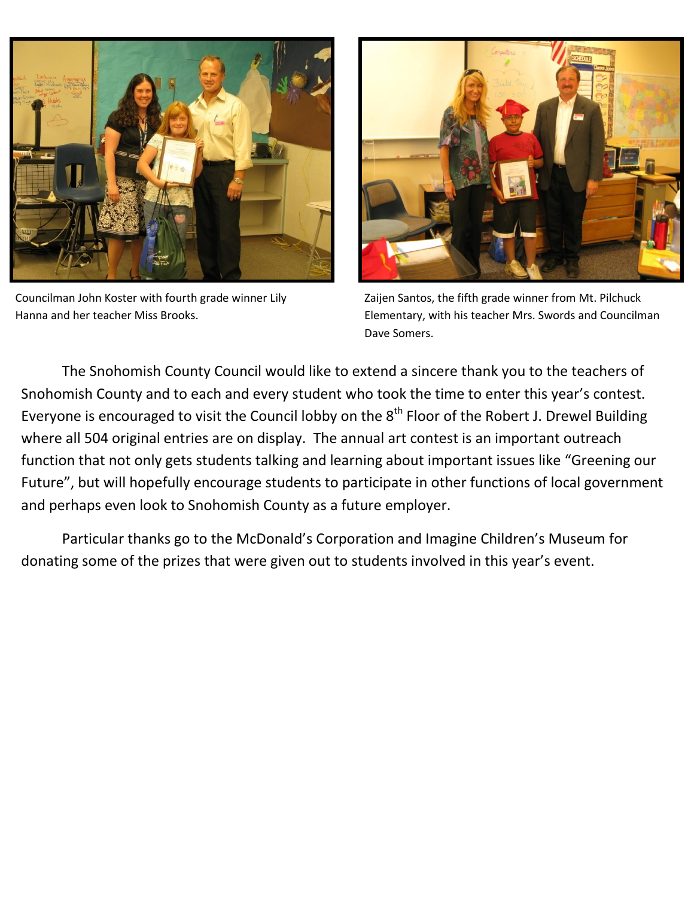Councilman John Koster with fourth grade winner Lily Hanna and her teacher Miss Brooks.

Zaijen Santos, the fifth grade winner from Mt. Pilchuck Elementary, with his teacher Mrs. Swords and Councilman Dave Somers.

The Snohomish County Council would like to extend a sincere thank you to the teachers of Snohomish County and to each and every student who took the time to enter this year's contest. Everyone is encouraged to visit the Council lobby on the 8th Floor of the Robert J. Drewel Building where all 504 original entries are on display. The annual art contest is an important outreach function that not only gets students talking and learning about important issues like "Greening our Future", but will hopefully encourage students to participate in other functions of local government and perhaps even look to Snohomish County as a future employer.

Particular thanks go to the McDonald's Corporation and Imagine Children's Museum for donating some of the prizes that were given out to students involved in this year's event.